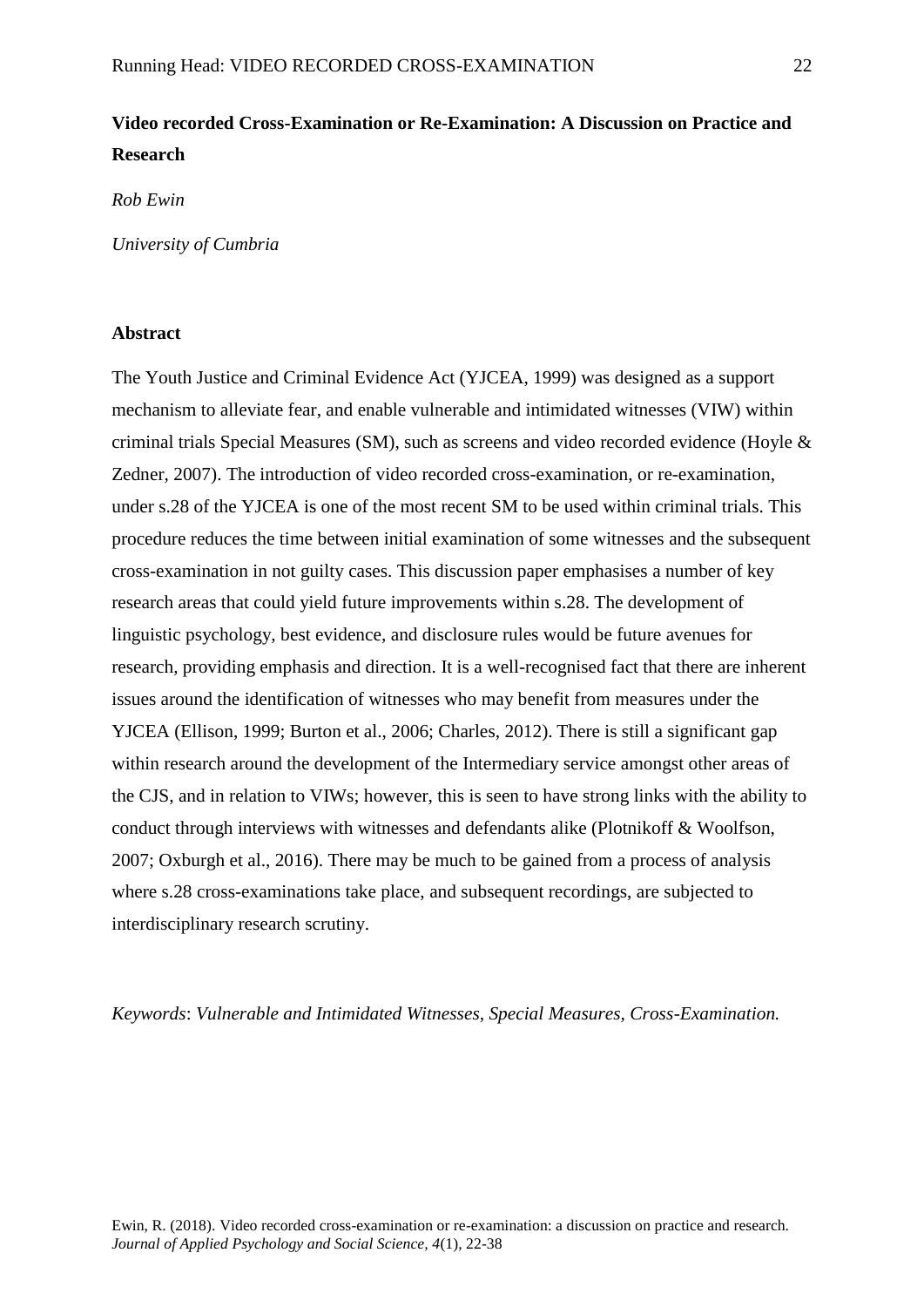# Video recorded Cross-Examination or Re-Examination: A Discussion on Practice and Research

*Rob Ewin*

*University of Cumbria*

## Abstract

The Youth Justice and Criminal Evidence Act (YJCEA, 1999) was designed as a support mechanism to alleviate fear, and enable vulnerable and intimidated witnesses (VIW) within criminal trials Special Measures (SM), such as screens and video recorded evidence (Hoyle & Zedner, 2007). The introduction of video recorded cross-examination, or re-examination, under s.28 of the YJCEA is one of the most recent SM to be used within criminal trials. This procedure reduces the time between initial examination of some witnesses and the subsequent cross-examination in not guilty cases. This discussion paper emphasises a number of key research areas that could yield future improvements within s.28. The development of linguistic psychology, best evidence, and disclosure rules would be future avenues for research, providing emphasis and direction. It is a well-recognised fact that there are inherent issues around the identification of witnesses who may benefit from measures under the YJCEA (Ellison, 1999; Burton et al., 2006; Charles, 2012). There is still a significant gap within research around the development of the Intermediary service amongst other areas of the CJS, and in relation to VIWs; however, this is seen to have strong links with the ability to conduct through interviews with witnesses and defendants alike (Plotnikoff & Woolfson, 2007; Oxburgh et al., 2016). There may be much to be gained from a process of analysis where s.28 cross-examinations take place, and subsequent recordings, are subjected to interdisciplinary research scrutiny.

*Keywords*: *Vulnerable and Intimidated Witnesses, Special Measures, Cross-Examination.*

Ewin, R. (2018). Video recorded cross-examination or re-examination: a discussion on practice and research. *Journal of Applied Psychology and Social Science, 4*(1), 22-38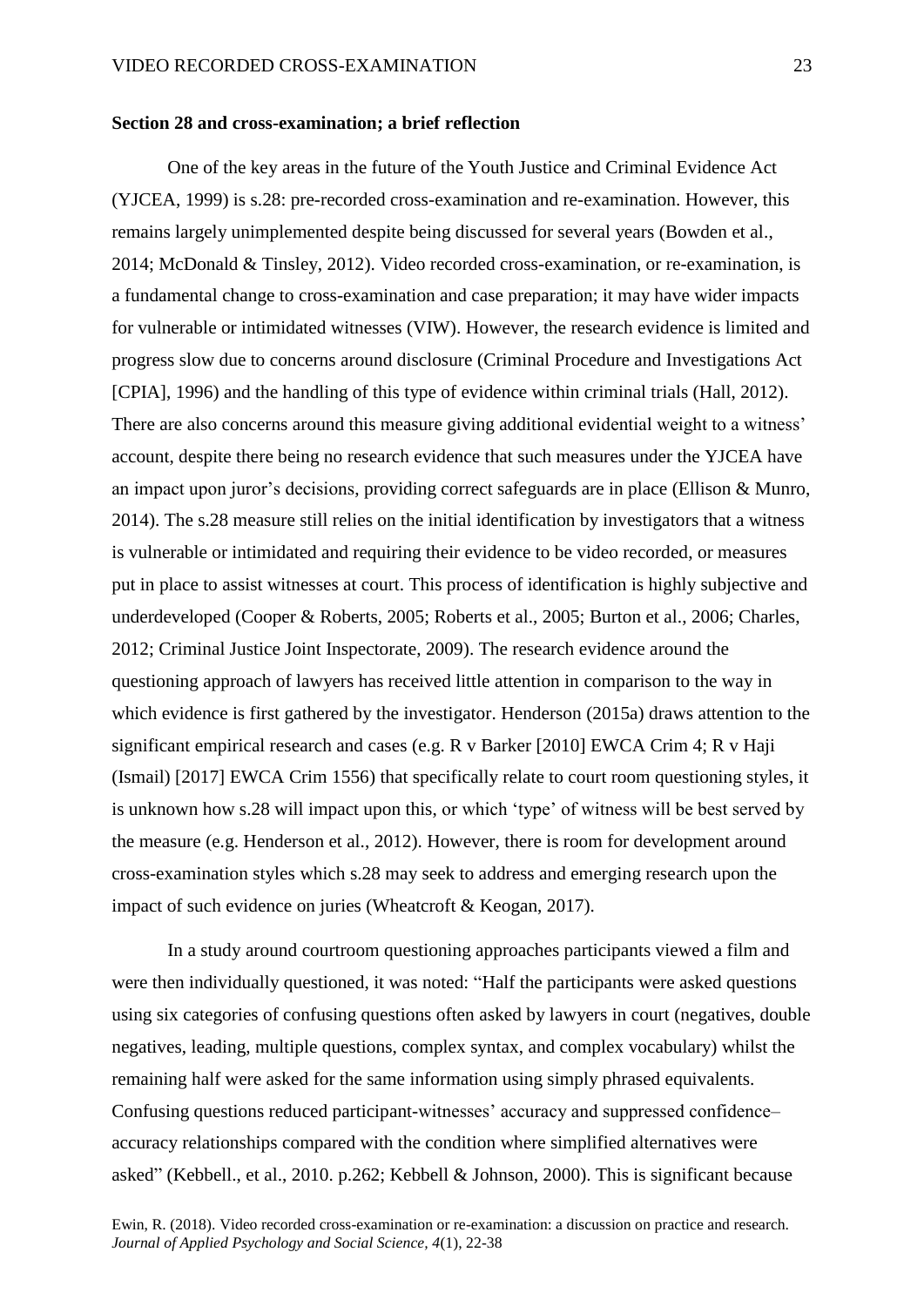**Section 28 and cross-examination; a brief reflection**

One of the key areas in the future of the Youth Justice and Criminal Evidence Act (YJCEA, 1999) is s.28: pre-recorded cross-examination and re-examination. However, this remains largely unimplemented despite being discussed for several years (Bowden et al., 2014; McDonald & Tinsley, 2012). Video recorded cross-examination, or re-examination, is a fundamental change to cross-examination and case preparation; it may have wider impacts for vulnerable or intimidated witnesses (VIW). However, the research evidence is limited and progress slow due to concerns around disclosure (Criminal Procedure and Investigations Act [CPIA], 1996) and the handling of this type of evidence within criminal trials (Hall, 2012). There are also concerns around this measure giving additional evidential weight to a witness' account, despite there being no research evidence that such measures under the YJCEA have an impact upon juror's decisions, providing correct safeguards are in place (Ellison & Munro, 2014). The s.28 measure still relies on the initial identification by investigators that a witness is vulnerable or intimidated and requiring their evidence to be video recorded, or measures put in place to assist witnesses at court. This process of identification is highly subjective and underdeveloped (Cooper & Roberts, 2005; Roberts et al., 2005; Burton et al., 2006; Charles, 2012; Criminal Justice Joint Inspectorate, 2009). The research evidence around the questioning approach of lawyers has received little attention in comparison to the way in which evidence is first gathered by the investigator. Henderson (2015a) draws attention to the significant empirical research and cases (e.g. R v Barker [2010] EWCA Crim 4; R v Haji (Ismail) [2017] EWCA Crim 1556) that specifically relate to court room questioning styles, it is unknown how s.28 will impact upon this, or which 'type' of witness will be best served by the measure (e.g. Henderson et al., 2012). However, there is room for development around cross-examination styles which s.28 may seek to address and emerging research upon the impact of such evidence on juries (Wheatcroft & Keogan, 2017).

In a study around courtroom questioning approaches participants viewed a film and were then individually questioned, it was noted: "Half the participants were asked questions using six categories of confusing questions often asked by lawyers in court (negatives, double negatives, leading, multiple questions, complex syntax, and complex vocabulary) whilst the remaining half were asked for the same information using simply phrased equivalents. Confusing questions reduced participant-witnesses' accuracy and suppressed confidence–accuracy relationships compared with the condition where simplified alternatives were asked" (Kebbell., et al., 2010. p.262; Kebbell & Johnson, 2000). This is significant because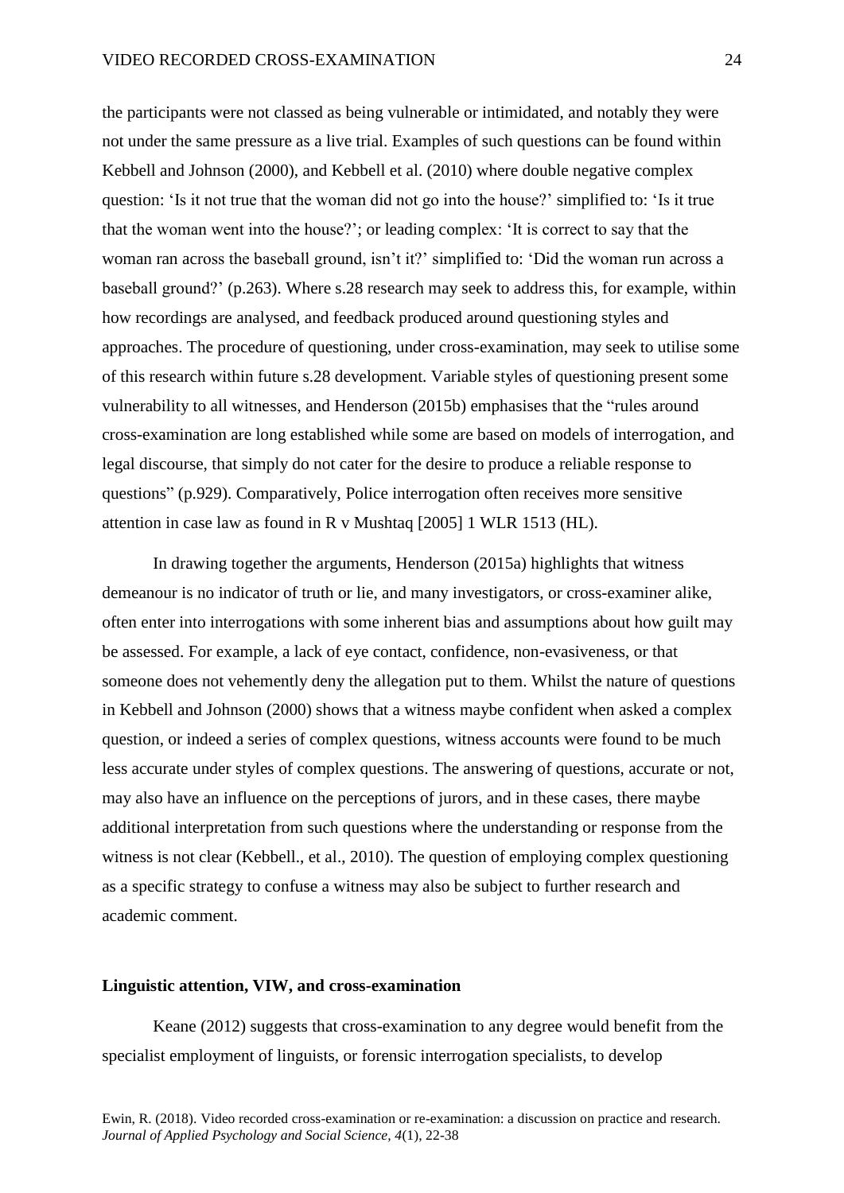the participants were not classed as being vulnerable or intimidated, and notably they were not under the same pressure as a live trial. Examples of such questions can be found within Kebbell and Johnson (2000), and Kebbell et al. (2010) where double negative complex question: 'Is it not true that the woman did not go into the house?' simplified to: 'Is it true that the woman went into the house?'; or leading complex: 'It is correct to say that the woman ran across the baseball ground, isn't it?' simplified to: 'Did the woman run across a baseball ground?' (p.263). Where s.28 research may seek to address this, for example, within how recordings are analysed, and feedback produced around questioning styles and approaches. The procedure of questioning, under cross-examination, may seek to utilise some of this research within future s.28 development. Variable styles of questioning present some vulnerability to all witnesses, and Henderson (2015b) emphasises that the "rules around cross-examination are long established while some are based on models of interrogation, and legal discourse, that simply do not cater for the desire to produce a reliable response to questions" (p.929). Comparatively, Police interrogation often receives more sensitive attention in case law as found in R v Mushtaq [2005] 1 WLR 1513 (HL).

In drawing together the arguments, Henderson (2015a) highlights that witness demeanour is no indicator of truth or lie, and many investigators, or cross-examiner alike, often enter into interrogations with some inherent bias and assumptions about how guilt may be assessed. For example, a lack of eye contact, confidence, non-evasiveness, or that someone does not vehemently deny the allegation put to them. Whilst the nature of questions in Kebbell and Johnson (2000) shows that a witness maybe confident when asked a complex question, or indeed a series of complex questions, witness accounts were found to be much less accurate under styles of complex questions. The answering of questions, accurate or not, may also have an influence on the perceptions of jurors, and in these cases, there maybe additional interpretation from such questions where the understanding or response from the witness is not clear (Kebbell., et al., 2010). The question of employing complex questioning as a specific strategy to confuse a witness may also be subject to further research and academic comment.

### Linguistic attention, VIW, and cross-examination

Keane (2012) suggests that cross-examination to any degree would benefit from the specialist employment of linguists, or forensic interrogation specialists, to develop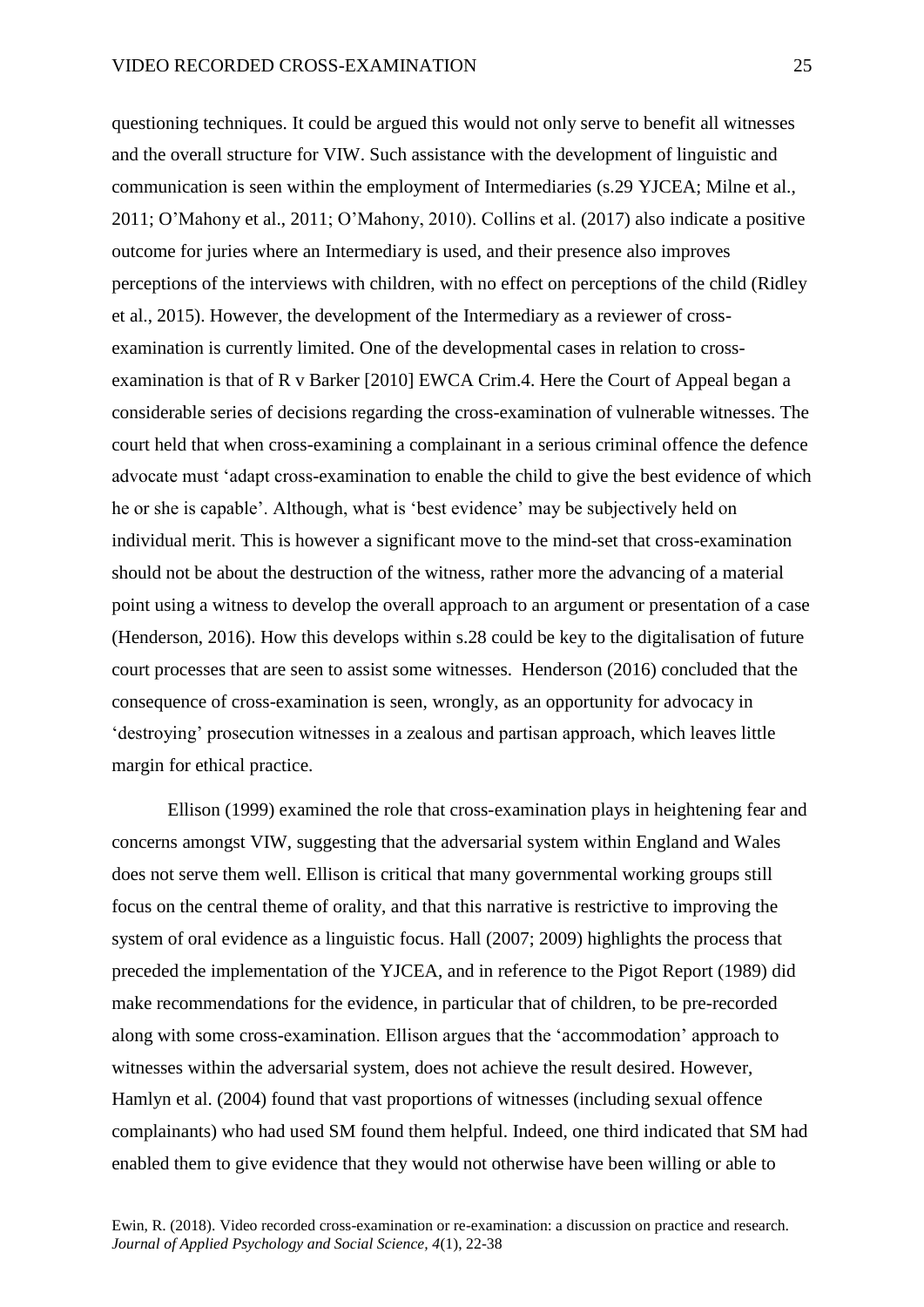questioning techniques. It could be argued this would not only serve to benefit all witnesses and the overall structure for VIW. Such assistance with the development of linguistic and communication is seen within the employment of Intermediaries (s.29 YJCEA; Milne et al., 2011; O'Mahony et al., 2011; O'Mahony, 2010). Collins et al. (2017) also indicate a positive outcome for juries where an Intermediary is used, and their presence also improves perceptions of the interviews with children, with no effect on perceptions of the child (Ridley et al., 2015). However, the development of the Intermediary as a reviewer of cross-examination is currently limited. One of the developmental cases in relation to cross-examination is that of R v Barker [2010] EWCA Crim.4. Here the Court of Appeal began a considerable series of decisions regarding the cross-examination of vulnerable witnesses. The court held that when cross-examining a complainant in a serious criminal offence the defence advocate must 'adapt cross-examination to enable the child to give the best evidence of which he or she is capable'. Although, what is 'best evidence' may be subjectively held on individual merit. This is however a significant move to the mind-set that cross-examination should not be about the destruction of the witness, rather more the advancing of a material point using a witness to develop the overall approach to an argument or presentation of a case (Henderson, 2016). How this develops within s.28 could be key to the digitalisation of future court processes that are seen to assist some witnesses. Henderson (2016) concluded that the consequence of cross-examination is seen, wrongly, as an opportunity for advocacy in 'destroying' prosecution witnesses in a zealous and partisan approach, which leaves little margin for ethical practice.

Ellison (1999) examined the role that cross-examination plays in heightening fear and concerns amongst VIW, suggesting that the adversarial system within England and Wales does not serve them well. Ellison is critical that many governmental working groups still focus on the central theme of orality, and that this narrative is restrictive to improving the system of oral evidence as a linguistic focus. Hall (2007; 2009) highlights the process that preceded the implementation of the YJCEA, and in reference to the Pigot Report (1989) did make recommendations for the evidence, in particular that of children, to be pre-recorded along with some cross-examination. Ellison argues that the 'accommodation' approach to witnesses within the adversarial system, does not achieve the result desired. However, Hamlyn et al. (2004) found that vast proportions of witnesses (including sexual offence complainants) who had used SM found them helpful. Indeed, one third indicated that SM had enabled them to give evidence that they would not otherwise have been willing or able to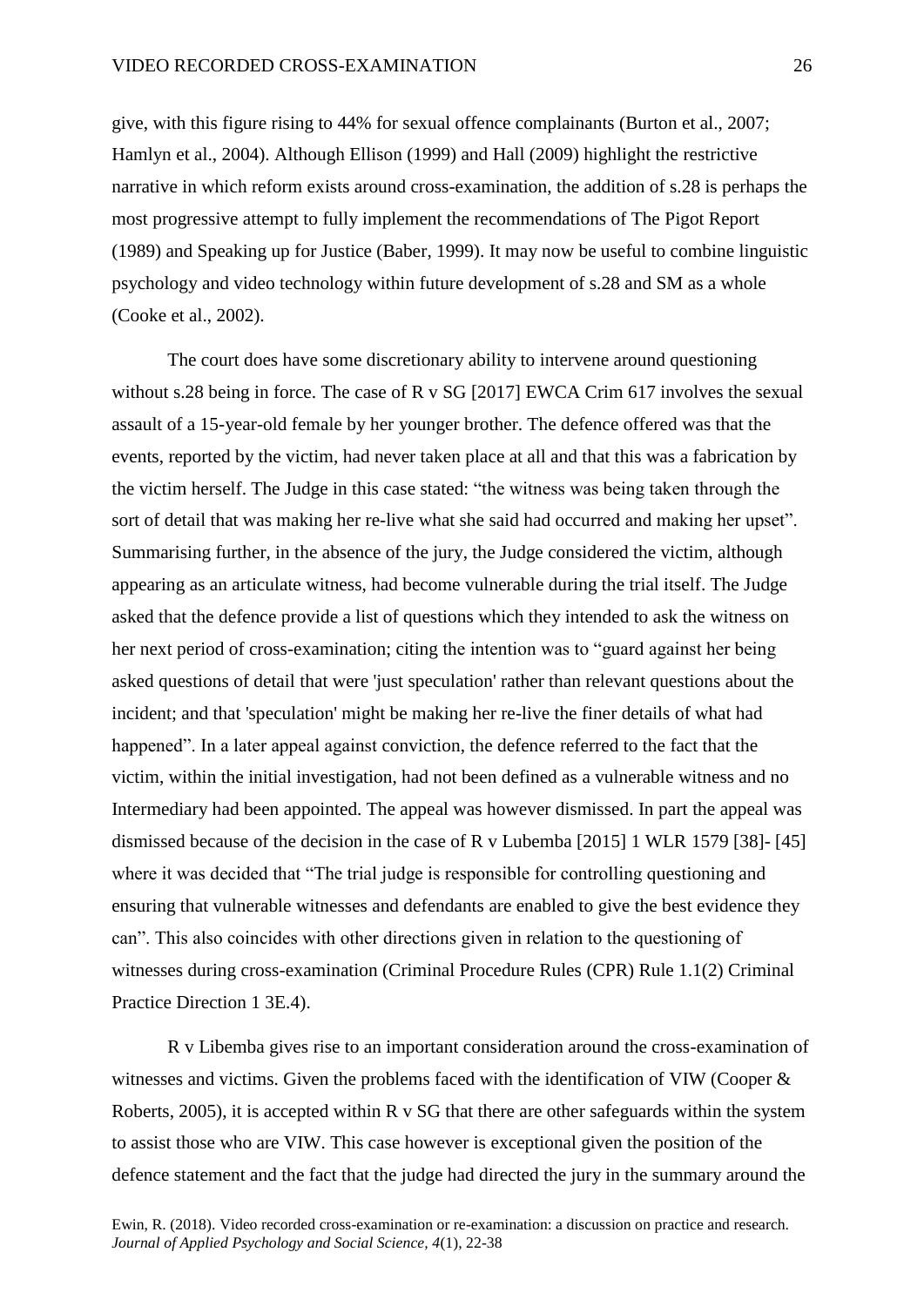give, with this figure rising to 44% for sexual offence complainants (Burton et al., 2007; Hamlyn et al., 2004). Although Ellison (1999) and Hall (2009) highlight the restrictive narrative in which reform exists around cross-examination, the addition of s.28 is perhaps the most progressive attempt to fully implement the recommendations of The Pigot Report (1989) and Speaking up for Justice (Baber, 1999). It may now be useful to combine linguistic psychology and video technology within future development of s.28 and SM as a whole (Cooke et al., 2002).

The court does have some discretionary ability to intervene around questioning without s.28 being in force. The case of R v SG [2017] EWCA Crim 617 involves the sexual assault of a 15-year-old female by her younger brother. The defence offered was that the events, reported by the victim, had never taken place at all and that this was a fabrication by the victim herself. The Judge in this case stated: "the witness was being taken through the sort of detail that was making her re-live what she said had occurred and making her upset". Summarising further, in the absence of the jury, the Judge considered the victim, although appearing as an articulate witness, had become vulnerable during the trial itself. The Judge asked that the defence provide a list of questions which they intended to ask the witness on her next period of cross-examination; citing the intention was to "guard against her being asked questions of detail that were 'just speculation' rather than relevant questions about the incident; and that 'speculation' might be making her re-live the finer details of what had happened". In a later appeal against conviction, the defence referred to the fact that the victim, within the initial investigation, had not been defined as a vulnerable witness and no Intermediary had been appointed. The appeal was however dismissed. In part the appeal was dismissed because of the decision in the case of R v Lubemba [2015] 1 WLR 1579 [38]- [45] where it was decided that "The trial judge is responsible for controlling questioning and ensuring that vulnerable witnesses and defendants are enabled to give the best evidence they can". This also coincides with other directions given in relation to the questioning of witnesses during cross-examination (Criminal Procedure Rules (CPR) Rule 1.1(2) Criminal Practice Direction 1 3E.4).

R v Libemba gives rise to an important consideration around the cross-examination of witnesses and victims. Given the problems faced with the identification of VIW (Cooper & Roberts, 2005), it is accepted within R v SG that there are other safeguards within the system to assist those who are VIW. This case however is exceptional given the position of the defence statement and the fact that the judge had directed the jury in the summary around the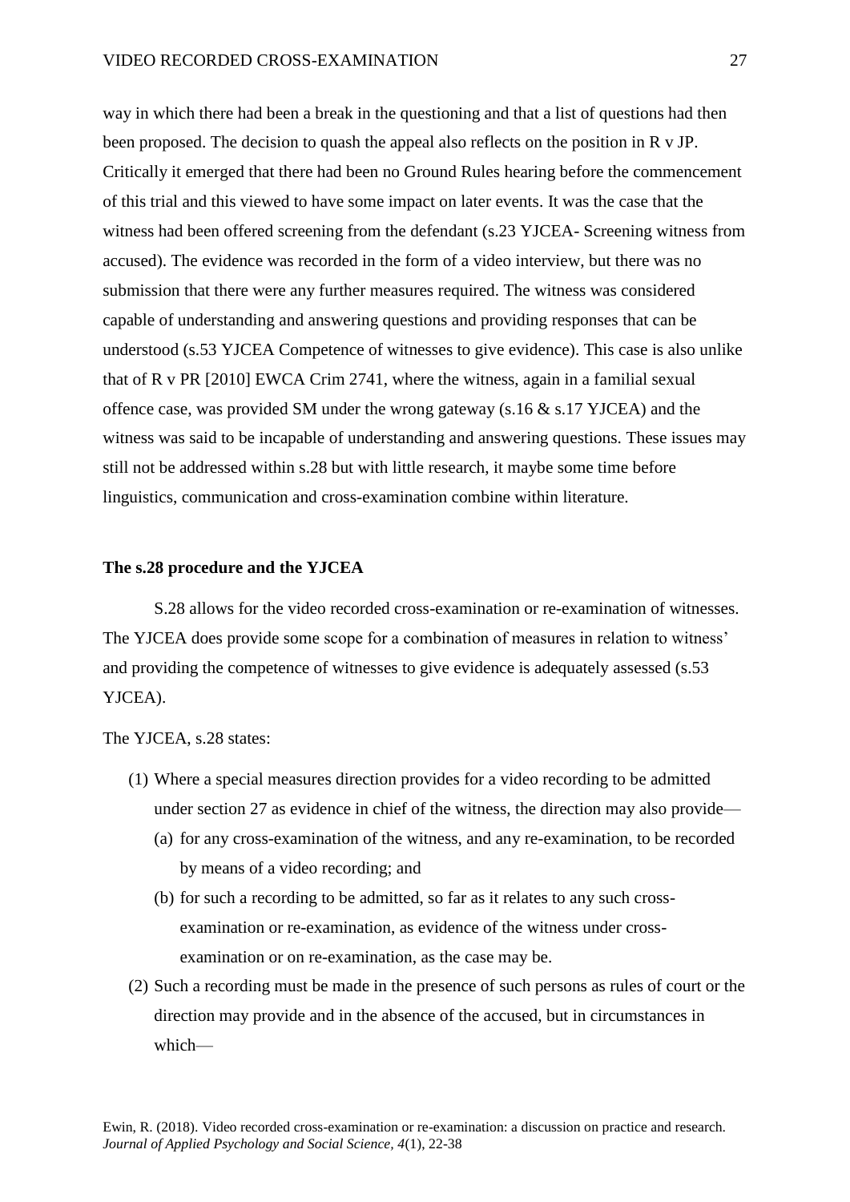way in which there had been a break in the questioning and that a list of questions had then been proposed. The decision to quash the appeal also reflects on the position in R v JP. Critically it emerged that there had been no Ground Rules hearing before the commencement of this trial and this viewed to have some impact on later events. It was the case that the witness had been offered screening from the defendant (s.23 YJCEA- Screening witness from accused). The evidence was recorded in the form of a video interview, but there was no submission that there were any further measures required. The witness was considered capable of understanding and answering questions and providing responses that can be understood (s.53 YJCEA Competence of witnesses to give evidence). This case is also unlike that of R v PR [2010] EWCA Crim 2741, where the witness, again in a familial sexual offence case, was provided SM under the wrong gateway (s.16 & s.17 YJCEA) and the witness was said to be incapable of understanding and answering questions. These issues may still not be addressed within s.28 but with little research, it maybe some time before linguistics, communication and cross-examination combine within literature.

**The s.28 procedure and the YJCEA**

S.28 allows for the video recorded cross-examination or re-examination of witnesses. The YJCEA does provide some scope for a combination of measures in relation to witness' and providing the competence of witnesses to give evidence is adequately assessed (s.53 YJCEA).

The YJCEA, s.28 states:

(1) Where a special measures direction provides for a video recording to be admitted under section 27 as evidence in chief of the witness, the direction may also provide—
   (a) for any cross-examination of the witness, and any re-examination, to be recorded by means of a video recording; and
   (b) for such a recording to be admitted, so far as it relates to any such cross-examination or re-examination, as evidence of the witness under cross-examination or on re-examination, as the case may be.

(2) Such a recording must be made in the presence of such persons as rules of court or the direction may provide and in the absence of the accused, but in circumstances in which—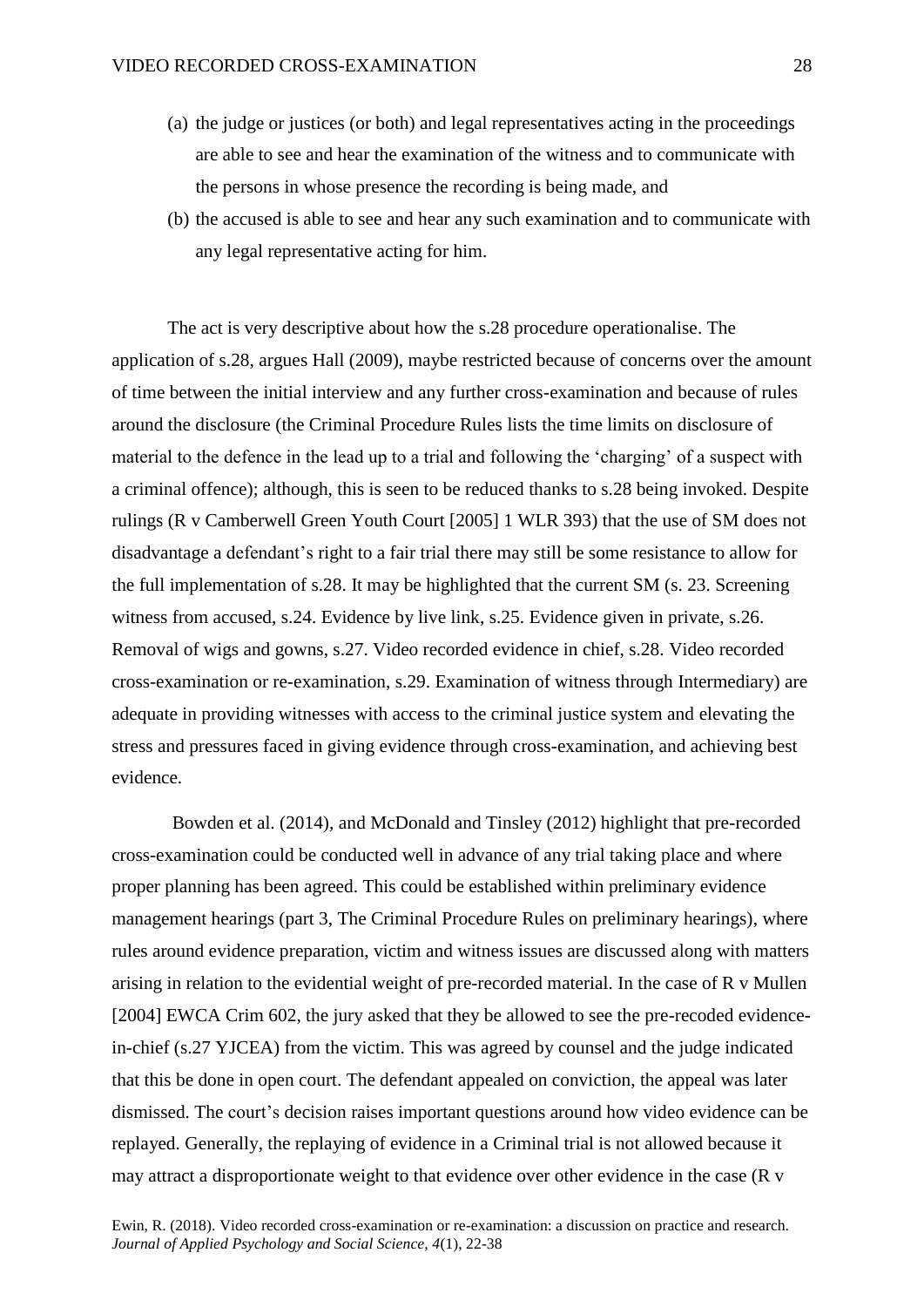(a) the judge or justices (or both) and legal representatives acting in the proceedings are able to see and hear the examination of the witness and to communicate with the persons in whose presence the recording is being made, and

(b) the accused is able to see and hear any such examination and to communicate with any legal representative acting for him.

The act is very descriptive about how the s.28 procedure operationalise. The application of s.28, argues Hall (2009), maybe restricted because of concerns over the amount of time between the initial interview and any further cross-examination and because of rules around the disclosure (the Criminal Procedure Rules lists the time limits on disclosure of material to the defence in the lead up to a trial and following the 'charging' of a suspect with a criminal offence); although, this is seen to be reduced thanks to s.28 being invoked. Despite rulings (R v Camberwell Green Youth Court [2005] 1 WLR 393) that the use of SM does not disadvantage a defendant's right to a fair trial there may still be some resistance to allow for the full implementation of s.28. It may be highlighted that the current SM (s. 23. Screening witness from accused, s.24. Evidence by live link, s.25. Evidence given in private, s.26. Removal of wigs and gowns, s.27. Video recorded evidence in chief, s.28. Video recorded cross-examination or re-examination, s.29. Examination of witness through Intermediary) are adequate in providing witnesses with access to the criminal justice system and elevating the stress and pressures faced in giving evidence through cross-examination, and achieving best evidence.

Bowden et al. (2014), and McDonald and Tinsley (2012) highlight that pre-recorded cross-examination could be conducted well in advance of any trial taking place and where proper planning has been agreed. This could be established within preliminary evidence management hearings (part 3, The Criminal Procedure Rules on preliminary hearings), where rules around evidence preparation, victim and witness issues are discussed along with matters arising in relation to the evidential weight of pre-recorded material. In the case of R v Mullen [2004] EWCA Crim 602, the jury asked that they be allowed to see the pre-recoded evidence-in-chief (s.27 YJCEA) from the victim. This was agreed by counsel and the judge indicated that this be done in open court. The defendant appealed on conviction, the appeal was later dismissed. The court's decision raises important questions around how video evidence can be replayed. Generally, the replaying of evidence in a Criminal trial is not allowed because it may attract a disproportionate weight to that evidence over other evidence in the case (R v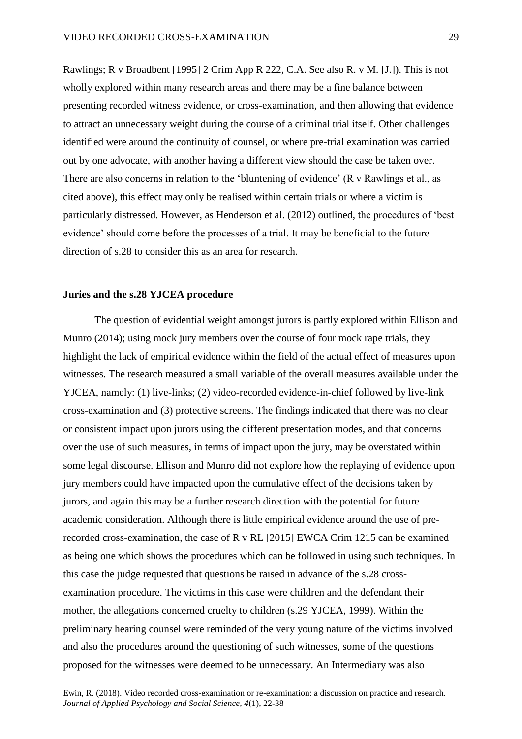Rawlings; R v Broadbent [1995] 2 Crim App R 222, C.A. See also R. v M. [J.]). This is not wholly explored within many research areas and there may be a fine balance between presenting recorded witness evidence, or cross-examination, and then allowing that evidence to attract an unnecessary weight during the course of a criminal trial itself. Other challenges identified were around the continuity of counsel, or where pre-trial examination was carried out by one advocate, with another having a different view should the case be taken over. There are also concerns in relation to the 'bluntening of evidence' (R v Rawlings et al., as cited above), this effect may only be realised within certain trials or where a victim is particularly distressed. However, as Henderson et al. (2012) outlined, the procedures of 'best evidence' should come before the processes of a trial. It may be beneficial to the future direction of s.28 to consider this as an area for research.

## Juries and the s.28 YJCEA procedure

The question of evidential weight amongst jurors is partly explored within Ellison and Munro (2014); using mock jury members over the course of four mock rape trials, they highlight the lack of empirical evidence within the field of the actual effect of measures upon witnesses. The research measured a small variable of the overall measures available under the YJCEA, namely: (1) live-links; (2) video-recorded evidence-in-chief followed by live-link cross-examination and (3) protective screens. The findings indicated that there was no clear or consistent impact upon jurors using the different presentation modes, and that concerns over the use of such measures, in terms of impact upon the jury, may be overstated within some legal discourse. Ellison and Munro did not explore how the replaying of evidence upon jury members could have impacted upon the cumulative effect of the decisions taken by jurors, and again this may be a further research direction with the potential for future academic consideration. Although there is little empirical evidence around the use of pre-recorded cross-examination, the case of R v RL [2015] EWCA Crim 1215 can be examined as being one which shows the procedures which can be followed in using such techniques. In this case the judge requested that questions be raised in advance of the s.28 cross-examination procedure. The victims in this case were children and the defendant their mother, the allegations concerned cruelty to children (s.29 YJCEA, 1999). Within the preliminary hearing counsel were reminded of the very young nature of the victims involved and also the procedures around the questioning of such witnesses, some of the questions proposed for the witnesses were deemed to be unnecessary. An Intermediary was also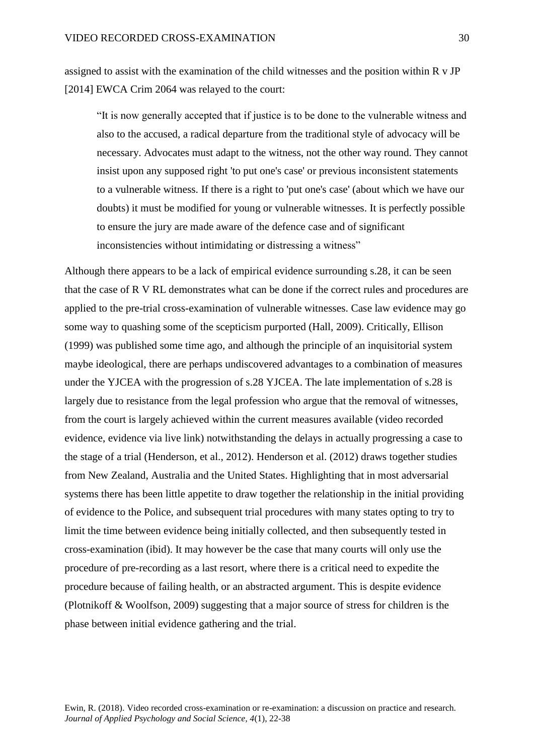assigned to assist with the examination of the child witnesses and the position within R v JP [2014] EWCA Crim 2064 was relayed to the court:

> "It is now generally accepted that if justice is to be done to the vulnerable witness and also to the accused, a radical departure from the traditional style of advocacy will be necessary. Advocates must adapt to the witness, not the other way round. They cannot insist upon any supposed right 'to put one's case' or previous inconsistent statements to a vulnerable witness. If there is a right to 'put one's case' (about which we have our doubts) it must be modified for young or vulnerable witnesses. It is perfectly possible to ensure the jury are made aware of the defence case and of significant inconsistencies without intimidating or distressing a witness"

Although there appears to be a lack of empirical evidence surrounding s.28, it can be seen that the case of R V RL demonstrates what can be done if the correct rules and procedures are applied to the pre-trial cross-examination of vulnerable witnesses. Case law evidence may go some way to quashing some of the scepticism purported (Hall, 2009). Critically, Ellison (1999) was published some time ago, and although the principle of an inquisitorial system maybe ideological, there are perhaps undiscovered advantages to a combination of measures under the YJCEA with the progression of s.28 YJCEA. The late implementation of s.28 is largely due to resistance from the legal profession who argue that the removal of witnesses, from the court is largely achieved within the current measures available (video recorded evidence, evidence via live link) notwithstanding the delays in actually progressing a case to the stage of a trial (Henderson, et al., 2012). Henderson et al. (2012) draws together studies from New Zealand, Australia and the United States. Highlighting that in most adversarial systems there has been little appetite to draw together the relationship in the initial providing of evidence to the Police, and subsequent trial procedures with many states opting to try to limit the time between evidence being initially collected, and then subsequently tested in cross-examination (ibid). It may however be the case that many courts will only use the procedure of pre-recording as a last resort, where there is a critical need to expedite the procedure because of failing health, or an abstracted argument. This is despite evidence (Plotnikoff & Woolfson, 2009) suggesting that a major source of stress for children is the phase between initial evidence gathering and the trial.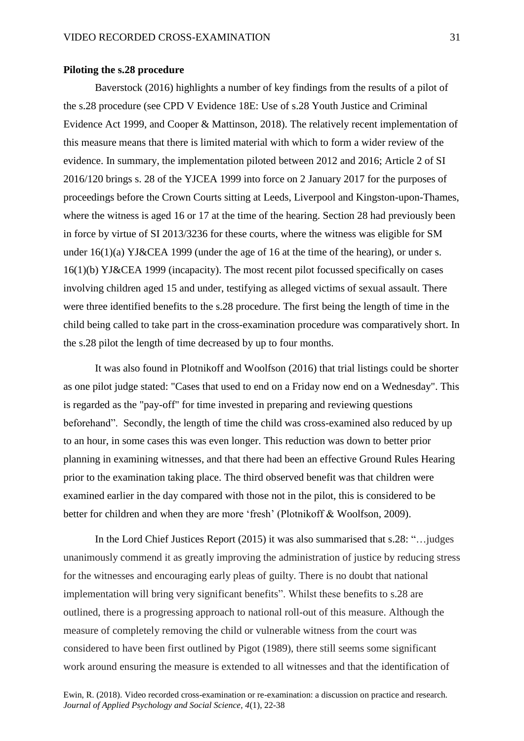**Piloting the s.28 procedure**

Baverstock (2016) highlights a number of key findings from the results of a pilot of the s.28 procedure (see CPD V Evidence 18E: Use of s.28 Youth Justice and Criminal Evidence Act 1999, and Cooper & Mattinson, 2018). The relatively recent implementation of this measure means that there is limited material with which to form a wider review of the evidence. In summary, the implementation piloted between 2012 and 2016; Article 2 of SI 2016/120 brings s. 28 of the YJCEA 1999 into force on 2 January 2017 for the purposes of proceedings before the Crown Courts sitting at Leeds, Liverpool and Kingston-upon-Thames, where the witness is aged 16 or 17 at the time of the hearing. Section 28 had previously been in force by virtue of SI 2013/3236 for these courts, where the witness was eligible for SM under 16(1)(a) YJ&CEA 1999 (under the age of 16 at the time of the hearing), or under s. 16(1)(b) YJ&CEA 1999 (incapacity). The most recent pilot focussed specifically on cases involving children aged 15 and under, testifying as alleged victims of sexual assault. There were three identified benefits to the s.28 procedure. The first being the length of time in the child being called to take part in the cross-examination procedure was comparatively short. In the s.28 pilot the length of time decreased by up to four months.

It was also found in Plotnikoff and Woolfson (2016) that trial listings could be shorter as one pilot judge stated: "Cases that used to end on a Friday now end on a Wednesday". This is regarded as the "pay-off" for time invested in preparing and reviewing questions beforehand". Secondly, the length of time the child was cross-examined also reduced by up to an hour, in some cases this was even longer. This reduction was down to better prior planning in examining witnesses, and that there had been an effective Ground Rules Hearing prior to the examination taking place. The third observed benefit was that children were examined earlier in the day compared with those not in the pilot, this is considered to be better for children and when they are more 'fresh' (Plotnikoff & Woolfson, 2009).

In the Lord Chief Justices Report (2015) it was also summarised that s.28: "…judges unanimously commend it as greatly improving the administration of justice by reducing stress for the witnesses and encouraging early pleas of guilty. There is no doubt that national implementation will bring very significant benefits". Whilst these benefits to s.28 are outlined, there is a progressing approach to national roll-out of this measure. Although the measure of completely removing the child or vulnerable witness from the court was considered to have been first outlined by Pigot (1989), there still seems some significant work around ensuring the measure is extended to all witnesses and that the identification of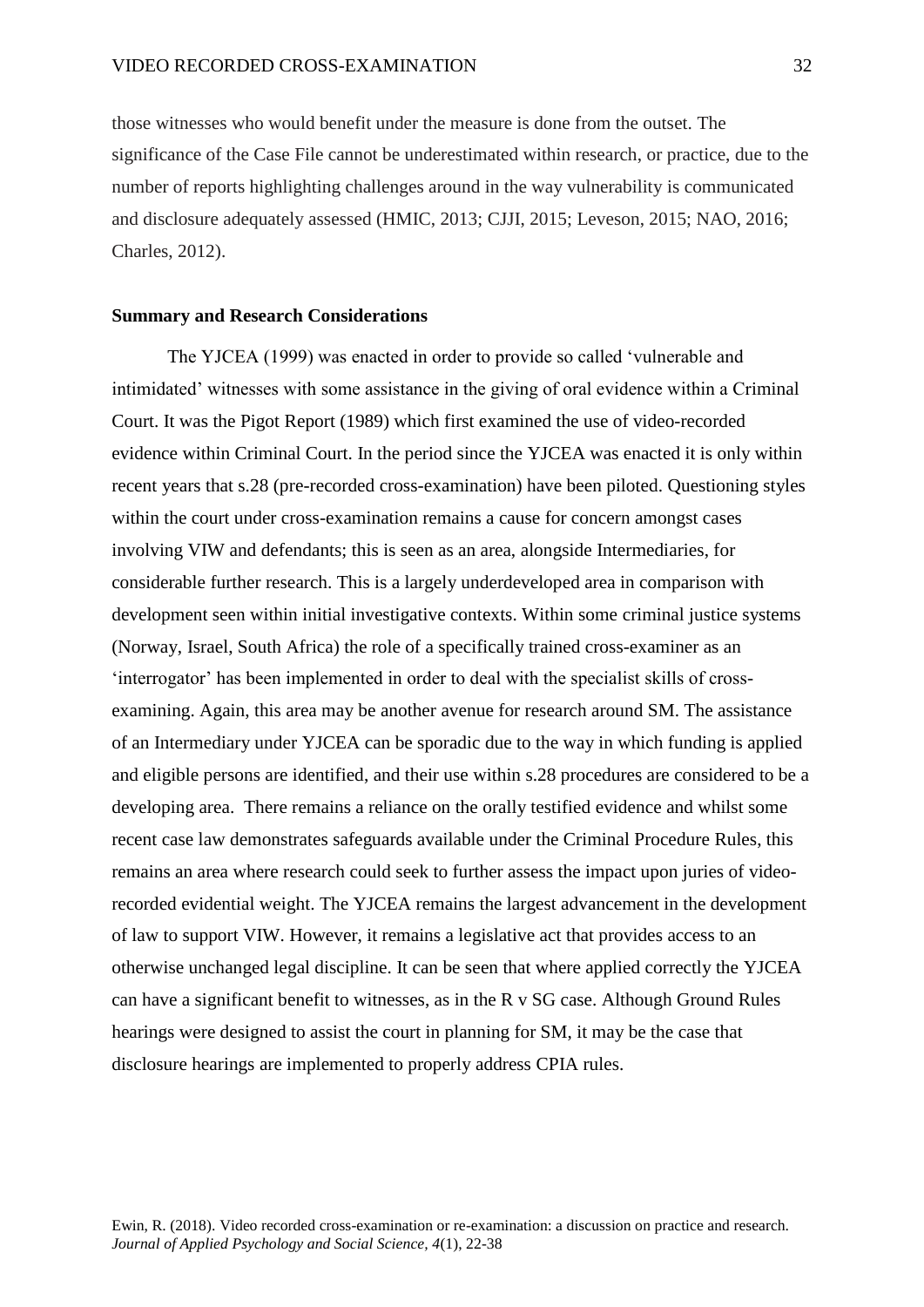those witnesses who would benefit under the measure is done from the outset. The significance of the Case File cannot be underestimated within research, or practice, due to the number of reports highlighting challenges around in the way vulnerability is communicated and disclosure adequately assessed (HMIC, 2013; CJJI, 2015; Leveson, 2015; NAO, 2016; Charles, 2012).

**Summary and Research Considerations**

The YJCEA (1999) was enacted in order to provide so called 'vulnerable and intimidated' witnesses with some assistance in the giving of oral evidence within a Criminal Court. It was the Pigot Report (1989) which first examined the use of video-recorded evidence within Criminal Court. In the period since the YJCEA was enacted it is only within recent years that s.28 (pre-recorded cross-examination) have been piloted. Questioning styles within the court under cross-examination remains a cause for concern amongst cases involving VIW and defendants; this is seen as an area, alongside Intermediaries, for considerable further research. This is a largely underdeveloped area in comparison with development seen within initial investigative contexts. Within some criminal justice systems (Norway, Israel, South Africa) the role of a specifically trained cross-examiner as an 'interrogator' has been implemented in order to deal with the specialist skills of cross-examining. Again, this area may be another avenue for research around SM. The assistance of an Intermediary under YJCEA can be sporadic due to the way in which funding is applied and eligible persons are identified, and their use within s.28 procedures are considered to be a developing area. There remains a reliance on the orally testified evidence and whilst some recent case law demonstrates safeguards available under the Criminal Procedure Rules, this remains an area where research could seek to further assess the impact upon juries of video-recorded evidential weight. The YJCEA remains the largest advancement in the development of law to support VIW. However, it remains a legislative act that provides access to an otherwise unchanged legal discipline. It can be seen that where applied correctly the YJCEA can have a significant benefit to witnesses, as in the R v SG case. Although Ground Rules hearings were designed to assist the court in planning for SM, it may be the case that disclosure hearings are implemented to properly address CPIA rules.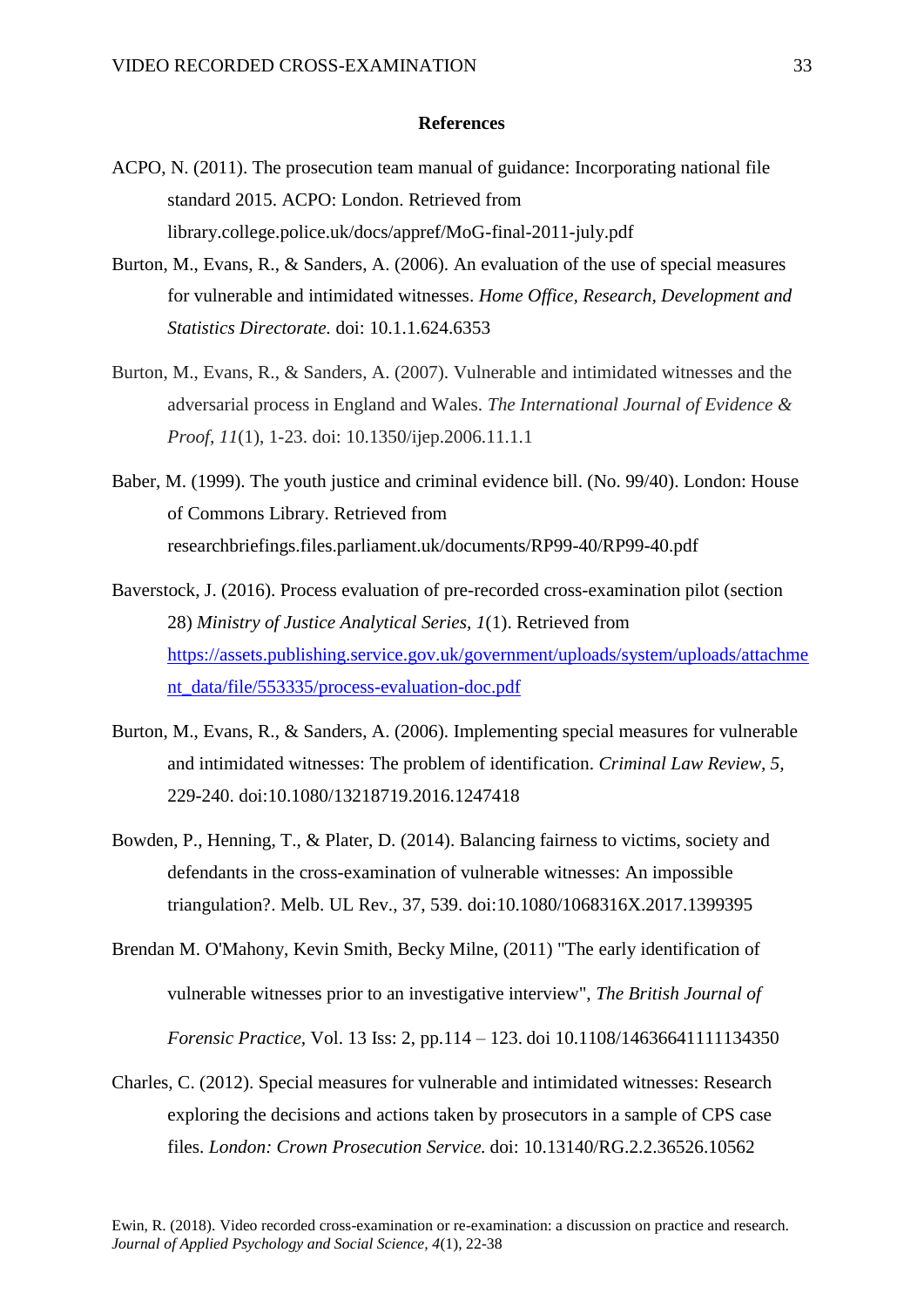## References

ACPO, N. (2011). The prosecution team manual of guidance: Incorporating national file standard 2015. ACPO: London. Retrieved from library.college.police.uk/docs/appref/MoG-final-2011-july.pdf

Burton, M., Evans, R., & Sanders, A. (2006). An evaluation of the use of special measures for vulnerable and intimidated witnesses. *Home Office, Research, Development and Statistics Directorate.* doi: 10.1.1.624.6353

Burton, M., Evans, R., & Sanders, A. (2007). Vulnerable and intimidated witnesses and the adversarial process in England and Wales. *The International Journal of Evidence & Proof*, *11*(1), 1-23. doi: 10.1350/ijep.2006.11.1.1

Baber, M. (1999). The youth justice and criminal evidence bill. (No. 99/40). London: House of Commons Library. Retrieved from researchbriefings.files.parliament.uk/documents/RP99-40/RP99-40.pdf

Baverstock, J. (2016). Process evaluation of pre-recorded cross-examination pilot (section 28) *Ministry of Justice Analytical Series, 1*(1). Retrieved from https://assets.publishing.service.gov.uk/government/uploads/system/uploads/attachment_data/file/553335/process-evaluation-doc.pdf

Burton, M., Evans, R., & Sanders, A. (2006). Implementing special measures for vulnerable and intimidated witnesses: The problem of identification. *Criminal Law Review, 5*, 229-240. doi:10.1080/13218719.2016.1247418

Bowden, P., Henning, T., & Plater, D. (2014). Balancing fairness to victims, society and defendants in the cross-examination of vulnerable witnesses: An impossible triangulation?. Melb. UL Rev., 37, 539. doi:10.1080/1068316X.2017.1399395

Brendan M. O'Mahony, Kevin Smith, Becky Milne, (2011) "The early identification of vulnerable witnesses prior to an investigative interview", *The British Journal of Forensic Practice*, Vol. 13 Iss: 2, pp.114 – 123. doi 10.1108/14636641111134350

Charles, C. (2012). Special measures for vulnerable and intimidated witnesses: Research exploring the decisions and actions taken by prosecutors in a sample of CPS case files. *London: Crown Prosecution Service.* doi: 10.13140/RG.2.2.36526.10562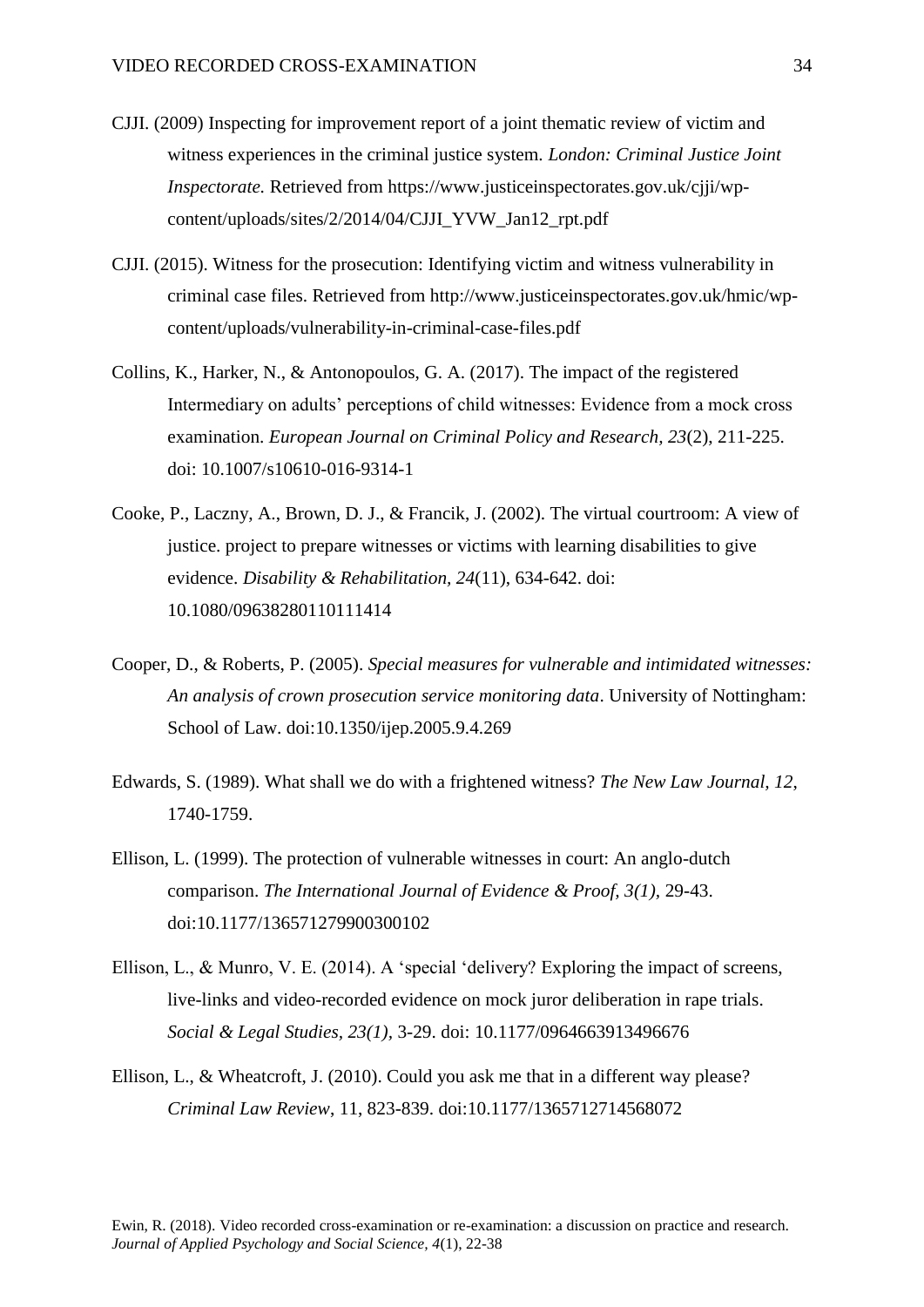CJJI. (2009) Inspecting for improvement report of a joint thematic review of victim and witness experiences in the criminal justice system. *London: Criminal Justice Joint Inspectorate.* Retrieved from https://www.justiceinspectorates.gov.uk/cjji/wp-content/uploads/sites/2/2014/04/CJJI_YVW_Jan12_rpt.pdf

CJJI. (2015). Witness for the prosecution: Identifying victim and witness vulnerability in criminal case files. Retrieved from http://www.justiceinspectorates.gov.uk/hmic/wp-content/uploads/vulnerability-in-criminal-case-files.pdf

Collins, K., Harker, N., & Antonopoulos, G. A. (2017). The impact of the registered Intermediary on adults' perceptions of child witnesses: Evidence from a mock cross examination. *European Journal on Criminal Policy and Research, 23*(2), 211-225. doi: 10.1007/s10610-016-9314-1

Cooke, P., Laczny, A., Brown, D. J., & Francik, J. (2002). The virtual courtroom: A view of justice. project to prepare witnesses or victims with learning disabilities to give evidence. *Disability & Rehabilitation, 24*(11), 634-642. doi: 10.1080/09638280110111414

Cooper, D., & Roberts, P. (2005). *Special measures for vulnerable and intimidated witnesses: An analysis of crown prosecution service monitoring data*. University of Nottingham: School of Law. doi:10.1350/ijep.2005.9.4.269

Edwards, S. (1989). What shall we do with a frightened witness? *The New Law Journal, 12*, 1740-1759.

Ellison, L. (1999). The protection of vulnerable witnesses in court: An anglo-dutch comparison. *The International Journal of Evidence & Proof, 3(1)*, 29-43. doi:10.1177/136571279900300102

Ellison, L., & Munro, V. E. (2014). A 'special 'delivery? Exploring the impact of screens, live-links and video-recorded evidence on mock juror deliberation in rape trials. *Social & Legal Studies, 23(1)*, 3-29. doi: 10.1177/0964663913496676

Ellison, L., & Wheatcroft, J. (2010). Could you ask me that in a different way please? *Criminal Law Review*, 11, 823-839. doi:10.1177/1365712714568072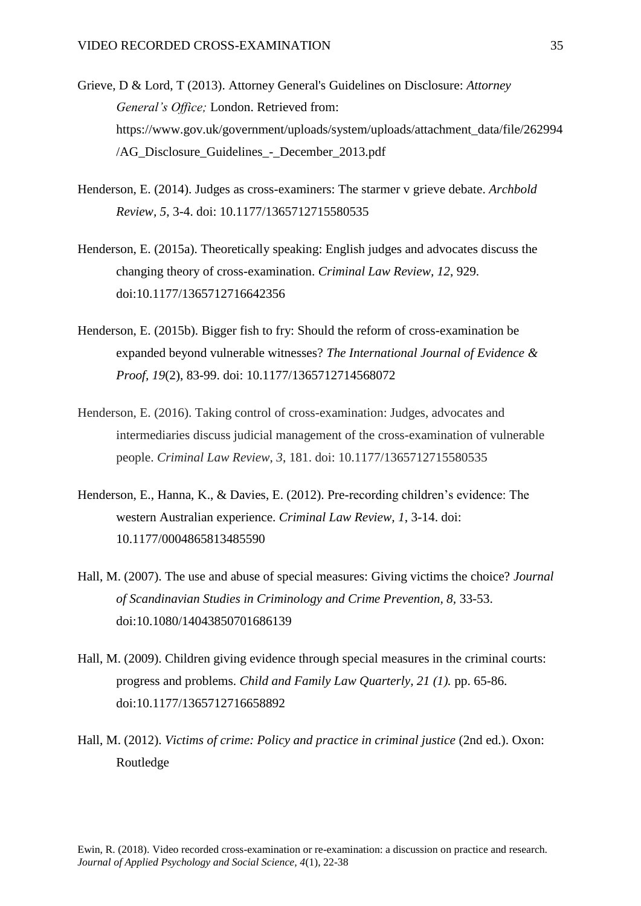Grieve, D & Lord, T (2013). Attorney General's Guidelines on Disclosure: *Attorney General's Office;* London. Retrieved from: https://www.gov.uk/government/uploads/system/uploads/attachment_data/file/262994/AG_Disclosure_Guidelines_-_December_2013.pdf

Henderson, E. (2014). Judges as cross-examiners: The starmer v grieve debate. *Archbold Review, 5*, 3-4. doi: 10.1177/1365712715580535

Henderson, E. (2015a). Theoretically speaking: English judges and advocates discuss the changing theory of cross-examination. *Criminal Law Review, 12*, 929. doi:10.1177/1365712716642356

Henderson, E. (2015b). Bigger fish to fry: Should the reform of cross-examination be expanded beyond vulnerable witnesses? *The International Journal of Evidence & Proof, 19*(2), 83-99. doi: 10.1177/1365712714568072

Henderson, E. (2016). Taking control of cross-examination: Judges, advocates and intermediaries discuss judicial management of the cross-examination of vulnerable people. *Criminal Law Review, 3*, 181. doi: 10.1177/1365712715580535

Henderson, E., Hanna, K., & Davies, E. (2012). Pre-recording children's evidence: The western Australian experience. *Criminal Law Review, 1*, 3-14. doi: 10.1177/0004865813485590

Hall, M. (2007). The use and abuse of special measures: Giving victims the choice? *Journal of Scandinavian Studies in Criminology and Crime Prevention, 8*, 33-53. doi:10.1080/14043850701686139

Hall, M. (2009). Children giving evidence through special measures in the criminal courts: progress and problems. *Child and Family Law Quarterly, 21 (1).* pp. 65-86. doi:10.1177/1365712716658892

Hall, M. (2012). *Victims of crime: Policy and practice in criminal justice* (2nd ed.). Oxon: Routledge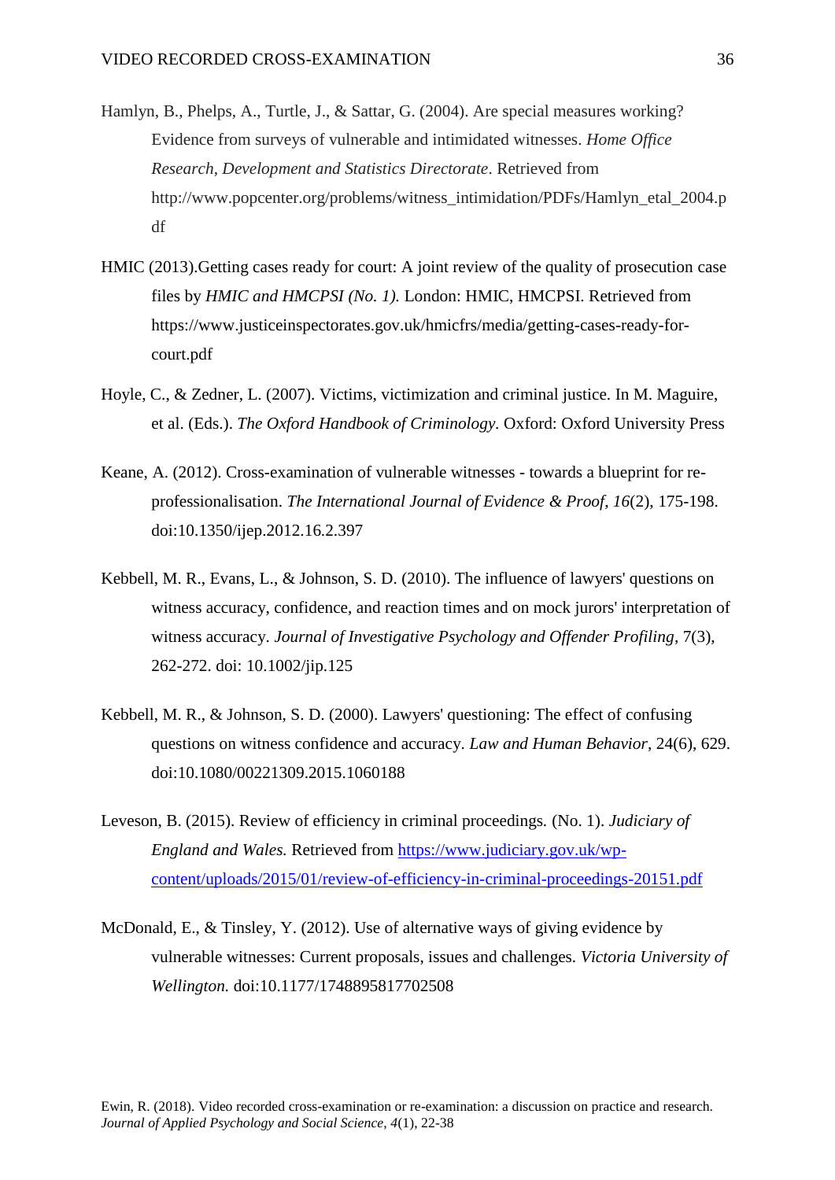Hamlyn, B., Phelps, A., Turtle, J., & Sattar, G. (2004). Are special measures working? Evidence from surveys of vulnerable and intimidated witnesses. *Home Office Research, Development and Statistics Directorate*. Retrieved from http://www.popcenter.org/problems/witness_intimidation/PDFs/Hamlyn_etal_2004.pdf

HMIC (2013).Getting cases ready for court: A joint review of the quality of prosecution case files by *HMIC and HMCPSI (No. 1).* London: HMIC, HMCPSI. Retrieved from https://www.justiceinspectorates.gov.uk/hmicfrs/media/getting-cases-ready-for-court.pdf

Hoyle, C., & Zedner, L. (2007). Victims, victimization and criminal justice. In M. Maguire, et al. (Eds.). *The Oxford Handbook of Criminology.* Oxford: Oxford University Press

Keane, A. (2012). Cross-examination of vulnerable witnesses - towards a blueprint for re-professionalisation. *The International Journal of Evidence & Proof*, *16*(2), 175-198. doi:10.1350/ijep.2012.16.2.397

Kebbell, M. R., Evans, L., & Johnson, S. D. (2010). The influence of lawyers' questions on witness accuracy, confidence, and reaction times and on mock jurors' interpretation of witness accuracy. *Journal of Investigative Psychology and Offender Profiling*, 7(3), 262-272. doi: 10.1002/jip.125

Kebbell, M. R., & Johnson, S. D. (2000). Lawyers' questioning: The effect of confusing questions on witness confidence and accuracy. *Law and Human Behavior*, 24(6), 629. doi:10.1080/00221309.2015.1060188

Leveson, B. (2015). Review of efficiency in criminal proceedings*.* (No. 1). *Judiciary of England and Wales.* Retrieved from https://www.judiciary.gov.uk/wp-content/uploads/2015/01/review-of-efficiency-in-criminal-proceedings-20151.pdf

McDonald, E., & Tinsley, Y. (2012). Use of alternative ways of giving evidence by vulnerable witnesses: Current proposals, issues and challenges. *Victoria University of Wellington.* doi:10.1177/1748895817702508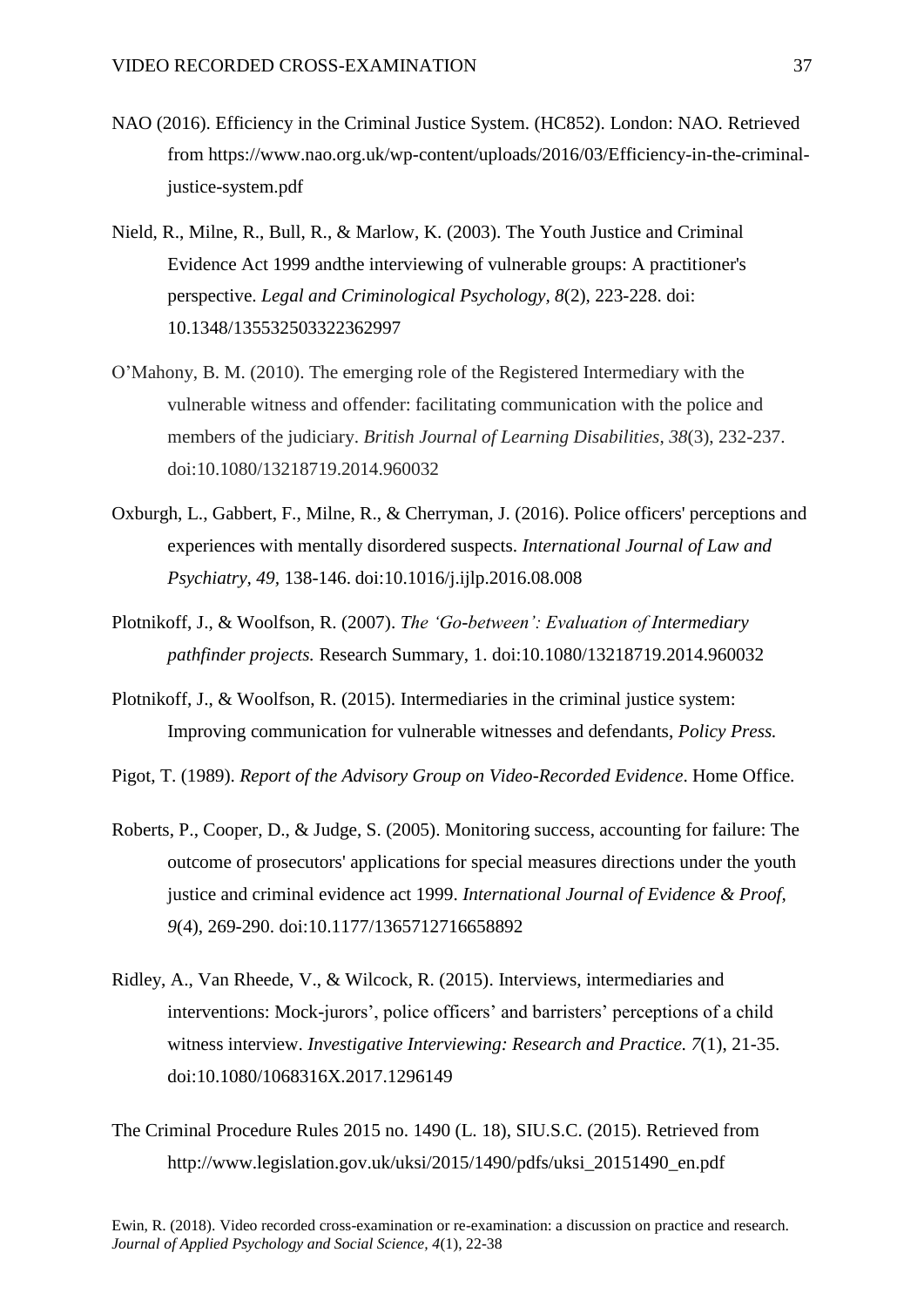NAO (2016). Efficiency in the Criminal Justice System. (HC852). London: NAO. Retrieved from https://www.nao.org.uk/wp-content/uploads/2016/03/Efficiency-in-the-criminal-justice-system.pdf

Nield, R., Milne, R., Bull, R., & Marlow, K. (2003). The Youth Justice and Criminal Evidence Act 1999 andthe interviewing of vulnerable groups: A practitioner's perspective. *Legal and Criminological Psychology*, *8*(2), 223-228. doi: 10.1348/135532503322362997

O'Mahony, B. M. (2010). The emerging role of the Registered Intermediary with the vulnerable witness and offender: facilitating communication with the police and members of the judiciary. *British Journal of Learning Disabilities*, *38*(3), 232-237. doi:10.1080/13218719.2014.960032

Oxburgh, L., Gabbert, F., Milne, R., & Cherryman, J. (2016). Police officers' perceptions and experiences with mentally disordered suspects. *International Journal of Law and Psychiatry, 49*, 138-146. doi:10.1016/j.ijlp.2016.08.008

Plotnikoff, J., & Woolfson, R. (2007). *The 'Go-between': Evaluation of Intermediary pathfinder projects.* Research Summary, 1. doi:10.1080/13218719.2014.960032

Plotnikoff, J., & Woolfson, R. (2015). Intermediaries in the criminal justice system: Improving communication for vulnerable witnesses and defendants, *Policy Press.*

Pigot, T. (1989). *Report of the Advisory Group on Video-Recorded Evidence*. Home Office.

Roberts, P., Cooper, D., & Judge, S. (2005). Monitoring success, accounting for failure: The outcome of prosecutors' applications for special measures directions under the youth justice and criminal evidence act 1999. *International Journal of Evidence & Proof, 9*(4), 269-290. doi:10.1177/1365712716658892

Ridley, A., Van Rheede, V., & Wilcock, R. (2015). Interviews, intermediaries and interventions: Mock-jurors', police officers' and barristers' perceptions of a child witness interview. *Investigative Interviewing: Research and Practice. 7*(1), 21-35. doi:10.1080/1068316X.2017.1296149

The Criminal Procedure Rules 2015 no. 1490 (L. 18), SIU.S.C. (2015). Retrieved from http://www.legislation.gov.uk/uksi/2015/1490/pdfs/uksi_20151490_en.pdf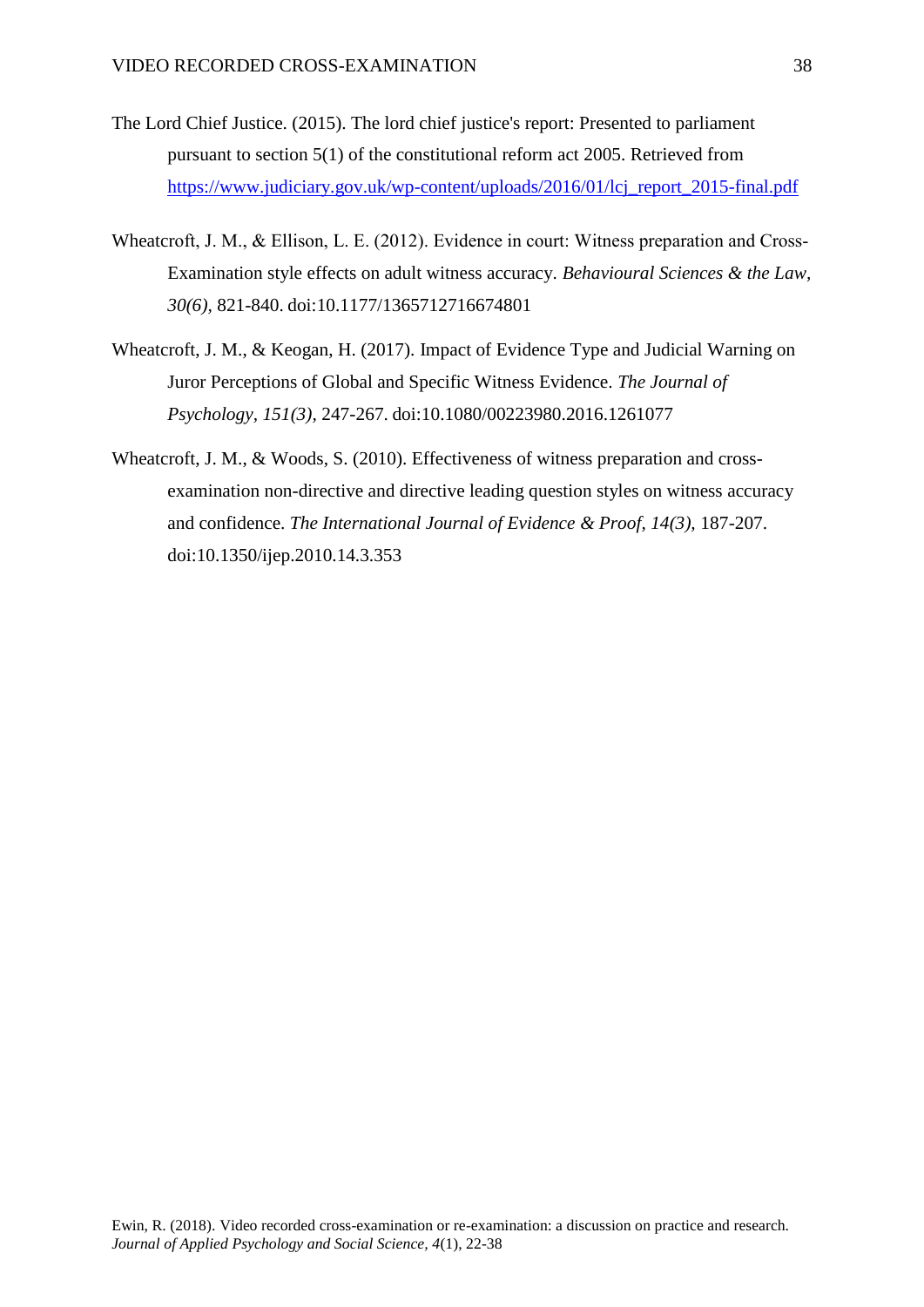The Lord Chief Justice. (2015). The lord chief justice's report: Presented to parliament pursuant to section 5(1) of the constitutional reform act 2005. Retrieved from https://www.judiciary.gov.uk/wp-content/uploads/2016/01/lcj_report_2015-final.pdf

Wheatcroft, J. M., & Ellison, L. E. (2012). Evidence in court: Witness preparation and Cross-Examination style effects on adult witness accuracy. *Behavioural Sciences & the Law, 30(6),* 821-840. doi:10.1177/1365712716674801

Wheatcroft, J. M., & Keogan, H. (2017). Impact of Evidence Type and Judicial Warning on Juror Perceptions of Global and Specific Witness Evidence. *The Journal of Psychology, 151(3),* 247-267. doi:10.1080/00223980.2016.1261077

Wheatcroft, J. M., & Woods, S. (2010). Effectiveness of witness preparation and cross-examination non-directive and directive leading question styles on witness accuracy and confidence. *The International Journal of Evidence & Proof, 14(3),* 187-207. doi:10.1350/ijep.2010.14.3.353